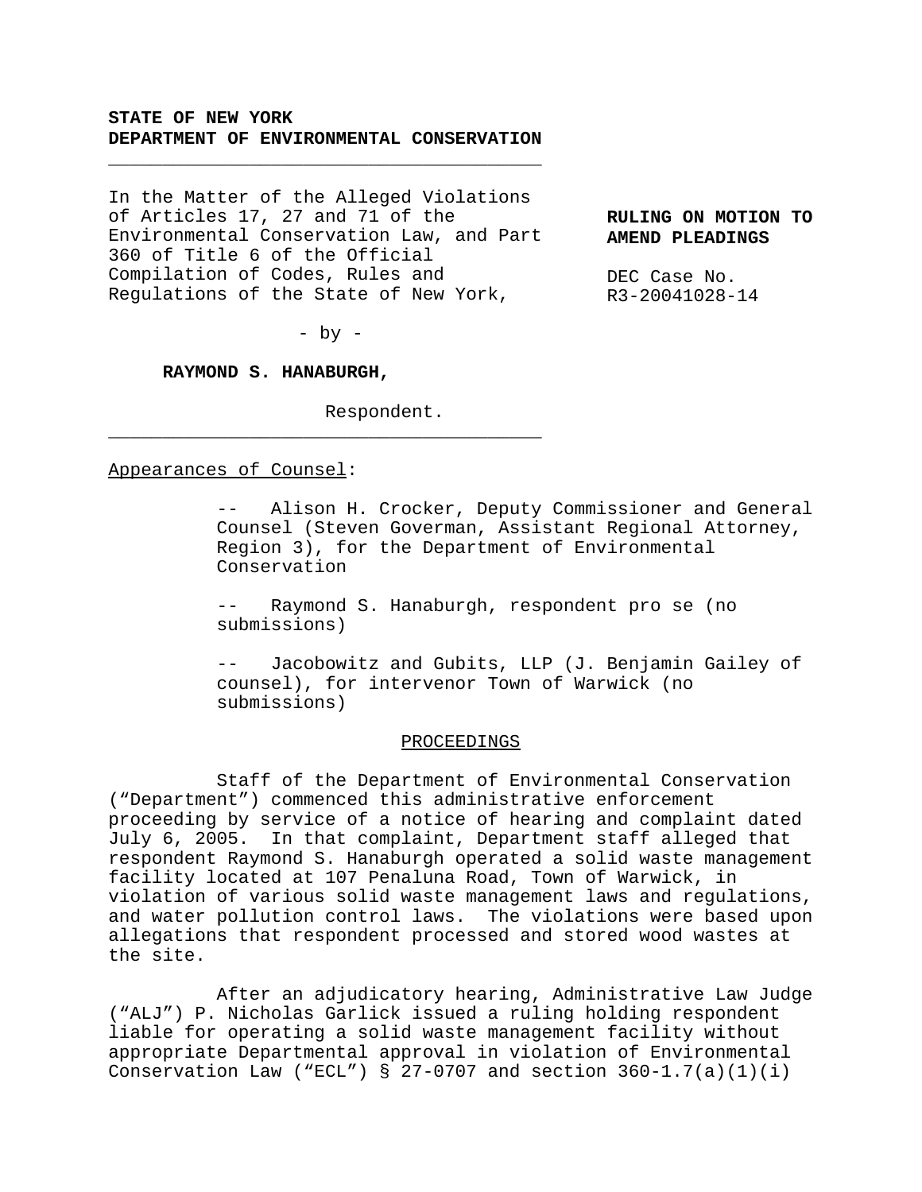**STATE OF NEW YORK**
**DEPARTMENT OF ENVIRONMENTAL CONSERVATION**

---

In the Matter of the Alleged Violations of Articles 17, 27 and 71 of the Environmental Conservation Law, and Part 360 of Title 6 of the Official Compilation of Codes, Rules and Regulations of the State of New York,

- by -

**RAYMOND S. HANABURGH,**

Respondent.

---

**RULING ON MOTION TO AMEND PLEADINGS**

DEC Case No. R3-20041028-14

Appearances of Counsel:

-- Alison H. Crocker, Deputy Commissioner and General Counsel (Steven Goverman, Assistant Regional Attorney, Region 3), for the Department of Environmental Conservation

-- Raymond S. Hanaburgh, respondent pro se (no submissions)

-- Jacobowitz and Gubits, LLP (J. Benjamin Gailey of counsel), for intervenor Town of Warwick (no submissions)

## PROCEEDINGS

Staff of the Department of Environmental Conservation ("Department") commenced this administrative enforcement proceeding by service of a notice of hearing and complaint dated July 6, 2005. In that complaint, Department staff alleged that respondent Raymond S. Hanaburgh operated a solid waste management facility located at 107 Penaluna Road, Town of Warwick, in violation of various solid waste management laws and regulations, and water pollution control laws. The violations were based upon allegations that respondent processed and stored wood wastes at the site.

After an adjudicatory hearing, Administrative Law Judge ("ALJ") P. Nicholas Garlick issued a ruling holding respondent liable for operating a solid waste management facility without appropriate Departmental approval in violation of Environmental Conservation Law ("ECL") § 27-0707 and section 360-1.7(a)(1)(i)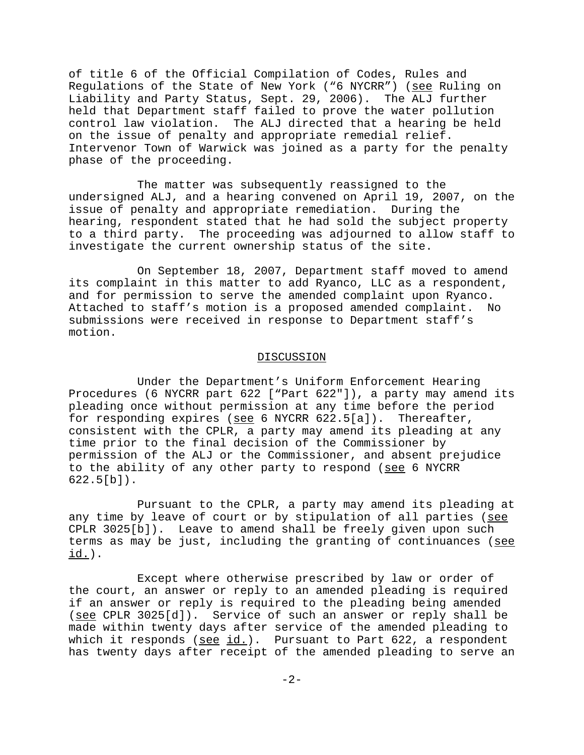of title 6 of the Official Compilation of Codes, Rules and Regulations of the State of New York ("6 NYCRR") (see Ruling on Liability and Party Status, Sept. 29, 2006). The ALJ further held that Department staff failed to prove the water pollution control law violation. The ALJ directed that a hearing be held on the issue of penalty and appropriate remedial relief. Intervenor Town of Warwick was joined as a party for the penalty phase of the proceeding.

The matter was subsequently reassigned to the undersigned ALJ, and a hearing convened on April 19, 2007, on the issue of penalty and appropriate remediation. During the hearing, respondent stated that he had sold the subject property to a third party. The proceeding was adjourned to allow staff to investigate the current ownership status of the site.

On September 18, 2007, Department staff moved to amend its complaint in this matter to add Ryanco, LLC as a respondent, and for permission to serve the amended complaint upon Ryanco. Attached to staff's motion is a proposed amended complaint. No submissions were received in response to Department staff's motion.

## DISCUSSION

Under the Department's Uniform Enforcement Hearing Procedures (6 NYCRR part 622 ["Part 622"]), a party may amend its pleading once without permission at any time before the period for responding expires (see 6 NYCRR 622.5[a]). Thereafter, consistent with the CPLR, a party may amend its pleading at any time prior to the final decision of the Commissioner by permission of the ALJ or the Commissioner, and absent prejudice to the ability of any other party to respond (see 6 NYCRR 622.5[b]).

Pursuant to the CPLR, a party may amend its pleading at any time by leave of court or by stipulation of all parties (see CPLR 3025[b]). Leave to amend shall be freely given upon such terms as may be just, including the granting of continuances (see id.).

Except where otherwise prescribed by law or order of the court, an answer or reply to an amended pleading is required if an answer or reply is required to the pleading being amended (see CPLR 3025[d]). Service of such an answer or reply shall be made within twenty days after service of the amended pleading to which it responds (see id.). Pursuant to Part 622, a respondent has twenty days after receipt of the amended pleading to serve an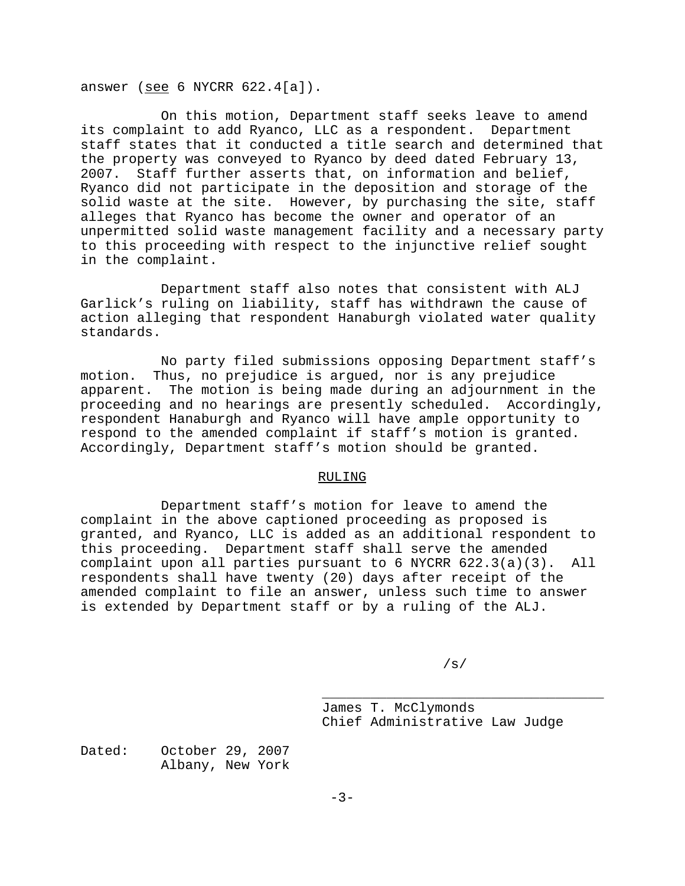answer (see 6 NYCRR 622.4[a]).

On this motion, Department staff seeks leave to amend its complaint to add Ryanco, LLC as a respondent. Department staff states that it conducted a title search and determined that the property was conveyed to Ryanco by deed dated February 13, 2007. Staff further asserts that, on information and belief, Ryanco did not participate in the deposition and storage of the solid waste at the site. However, by purchasing the site, staff alleges that Ryanco has become the owner and operator of an unpermitted solid waste management facility and a necessary party to this proceeding with respect to the injunctive relief sought in the complaint.

Department staff also notes that consistent with ALJ Garlick's ruling on liability, staff has withdrawn the cause of action alleging that respondent Hanaburgh violated water quality standards.

No party filed submissions opposing Department staff's motion. Thus, no prejudice is argued, nor is any prejudice apparent. The motion is being made during an adjournment in the proceeding and no hearings are presently scheduled. Accordingly, respondent Hanaburgh and Ryanco will have ample opportunity to respond to the amended complaint if staff's motion is granted. Accordingly, Department staff's motion should be granted.

## RULING

Department staff's motion for leave to amend the complaint in the above captioned proceeding as proposed is granted, and Ryanco, LLC is added as an additional respondent to this proceeding. Department staff shall serve the amended complaint upon all parties pursuant to 6 NYCRR 622.3(a)(3). All respondents shall have twenty (20) days after receipt of the amended complaint to file an answer, unless such time to answer is extended by Department staff or by a ruling of the ALJ.

/s/

James T. McClymonds
Chief Administrative Law Judge

Dated: October 29, 2007
Albany, New York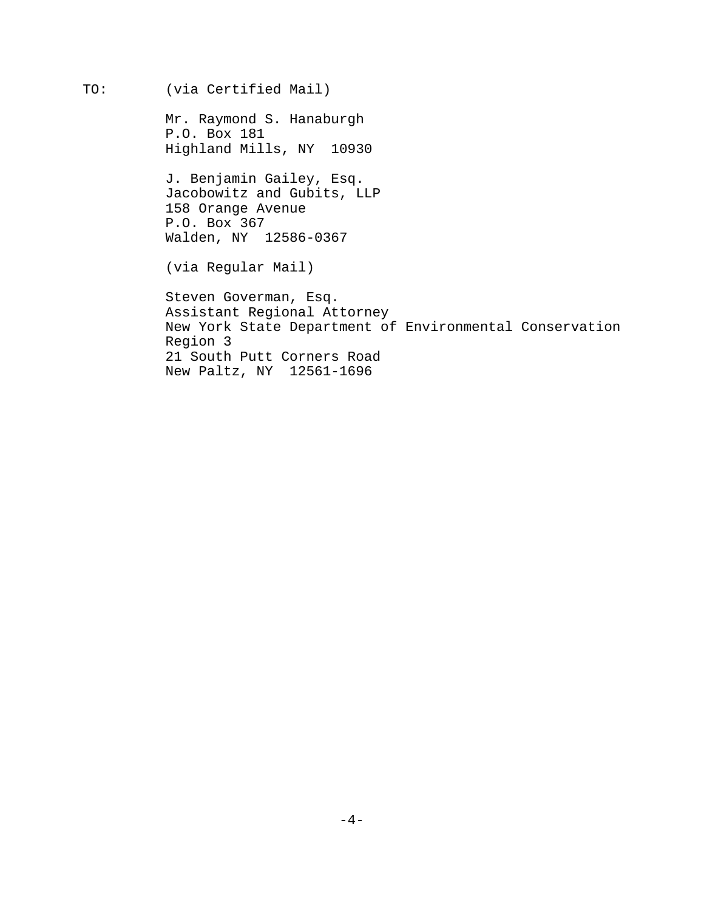TO: (via Certified Mail)

Mr. Raymond S. Hanaburgh
P.O. Box 181
Highland Mills, NY 10930

J. Benjamin Gailey, Esq.
Jacobowitz and Gubits, LLP
158 Orange Avenue
P.O. Box 367
Walden, NY 12586-0367

(via Regular Mail)

Steven Goverman, Esq.
Assistant Regional Attorney
New York State Department of Environmental Conservation
Region 3
21 South Putt Corners Road
New Paltz, NY 12561-1696